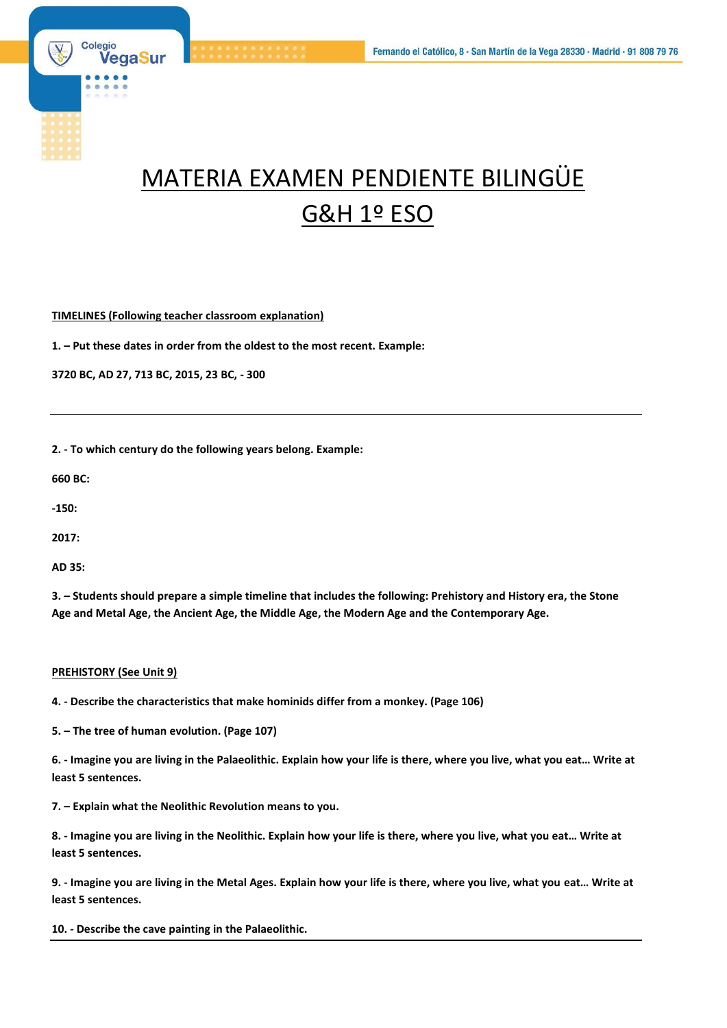# MATERIA EXAMEN PENDIENTE BILINGÜE G&H 1º ESO

**TIMELINES (Following teacher classroom explanation)**

**1. – Put these dates in order from the oldest to the most recent. Example:**

**3720 BC, AD 27, 713 BC, 2015, 23 BC, - 300**

---

**2. - To which century do the following years belong. Example:**

**660 BC:**

**-150:**

**2017:**

**AD 35:**

**3. – Students should prepare a simple timeline that includes the following: Prehistory and History era, the Stone Age and Metal Age, the Ancient Age, the Middle Age, the Modern Age and the Contemporary Age.**

**PREHISTORY (See Unit 9)**

**4. - Describe the characteristics that make hominids differ from a monkey. (Page 106)**

**5. – The tree of human evolution. (Page 107)**

**6. - Imagine you are living in the Palaeolithic. Explain how your life is there, where you live, what you eat… Write at least 5 sentences.**

**7. – Explain what the Neolithic Revolution means to you.**

**8. - Imagine you are living in the Neolithic. Explain how your life is there, where you live, what you eat… Write at least 5 sentences.**

**9. - Imagine you are living in the Metal Ages. Explain how your life is there, where you live, what you eat… Write at least 5 sentences.**

**10. - Describe the cave painting in the Palaeolithic.**

---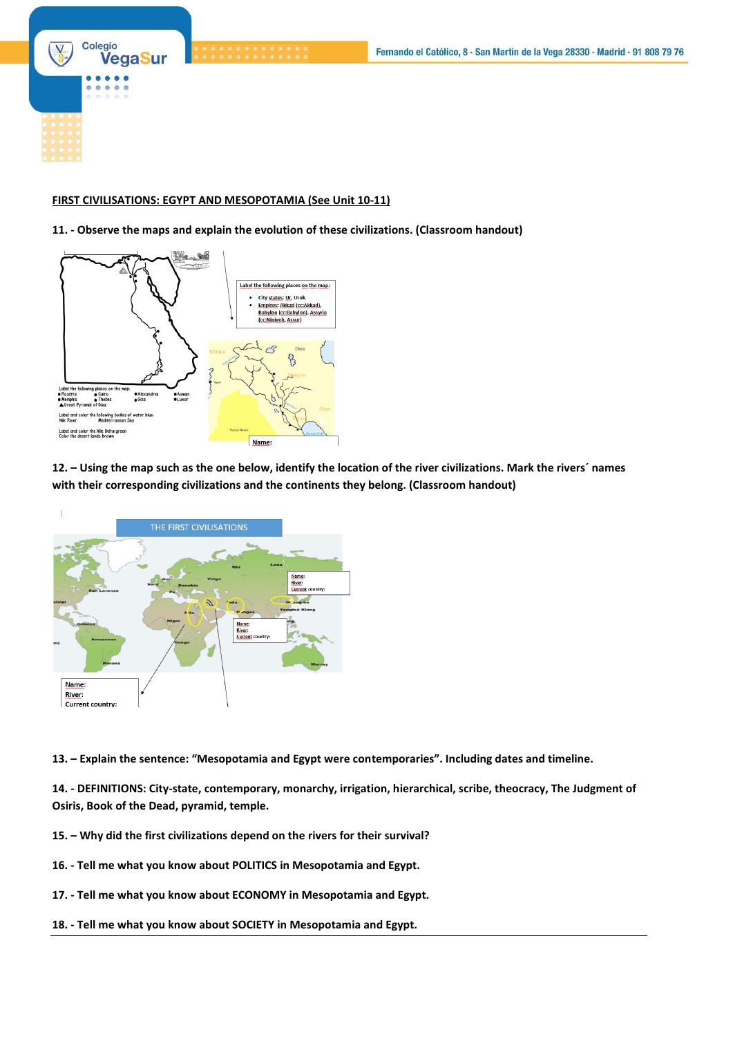**FIRST CIVILISATIONS: EGYPT AND MESOPOTAMIA (See Unit 10-11)**

**11. - Observe the maps and explain the evolution of these civilizations. (Classroom handout)**

Label the following places on the map:

- City states: Ur, Uruk.
- Empires: Akkad (cc:Akkad), Babylon (cc:Babylon), Assyria (cc:Nínive), Assur)

Label the following places on the map:
- Rosetta
- Cairo
- Alexandria
- Aswan
- Memphis
- Thebes
- Giza
- Luxor
- Great Pyramid of Giza

Label and color the following bodies of water blue:
Nile River
Mediterranean Sea

Label and color the Nile Delta green
Color the desert lands brown

Name:

**12. – Using the map such as the one below, identify the location of the river civilizations. Mark the rivers´ names with their corresponding civilizations and the continents they belong. (Classroom handout)**

THE FIRST CIVILISATIONS

Name:
River:
Current country:

Name:
River:
Current country:

Name:
River:
Current country:

**13. – Explain the sentence: "Mesopotamia and Egypt were contemporaries". Including dates and timeline.**

**14. - DEFINITIONS: City-state, contemporary, monarchy, irrigation, hierarchical, scribe, theocracy, The Judgment of Osiris, Book of the Dead, pyramid, temple.**

**15. – Why did the first civilizations depend on the rivers for their survival?**

**16. - Tell me what you know about POLITICS in Mesopotamia and Egypt.**

**17. - Tell me what you know about ECONOMY in Mesopotamia and Egypt.**

**18. - Tell me what you know about SOCIETY in Mesopotamia and Egypt.**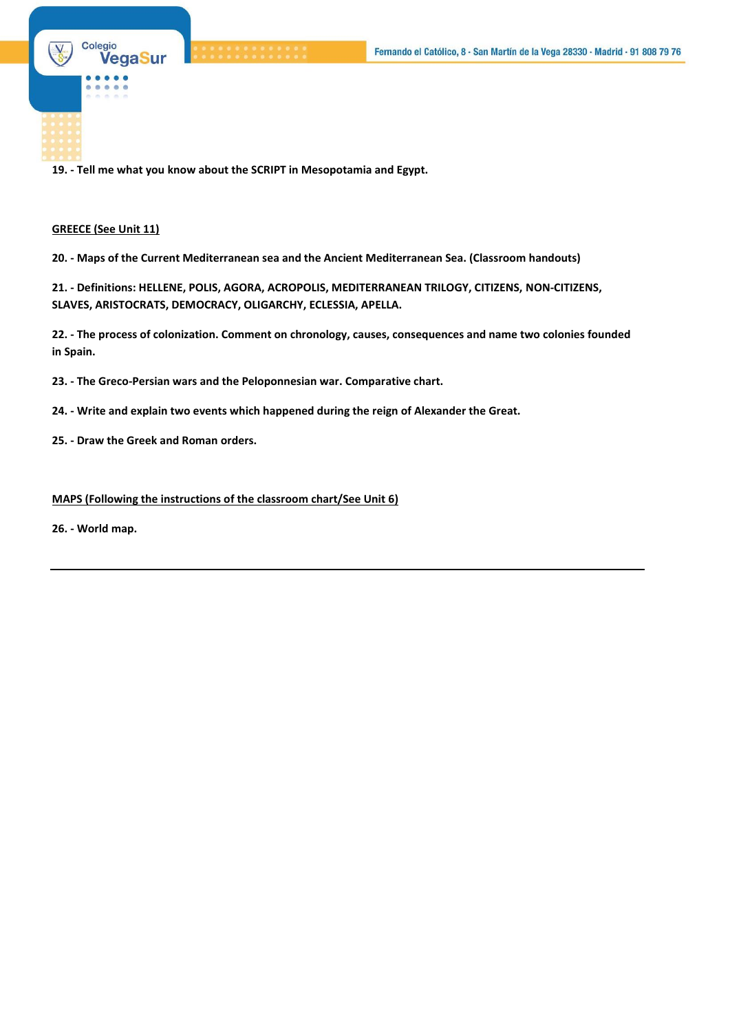**19. - Tell me what you know about the SCRIPT in Mesopotamia and Egypt.**

**GREECE (See Unit 11)**

**20. - Maps of the Current Mediterranean sea and the Ancient Mediterranean Sea. (Classroom handouts)**

**21. - Definitions: HELLENE, POLIS, AGORA, ACROPOLIS, MEDITERRANEAN TRILOGY, CITIZENS, NON-CITIZENS, SLAVES, ARISTOCRATS, DEMOCRACY, OLIGARCHY, ECLESSIA, APELLA.**

**22. - The process of colonization. Comment on chronology, causes, consequences and name two colonies founded in Spain.**

**23. - The Greco-Persian wars and the Peloponnesian war. Comparative chart.**

**24. - Write and explain two events which happened during the reign of Alexander the Great.**

**25. - Draw the Greek and Roman orders.**

**MAPS (Following the instructions of the classroom chart/See Unit 6)**

**26. - World map.**